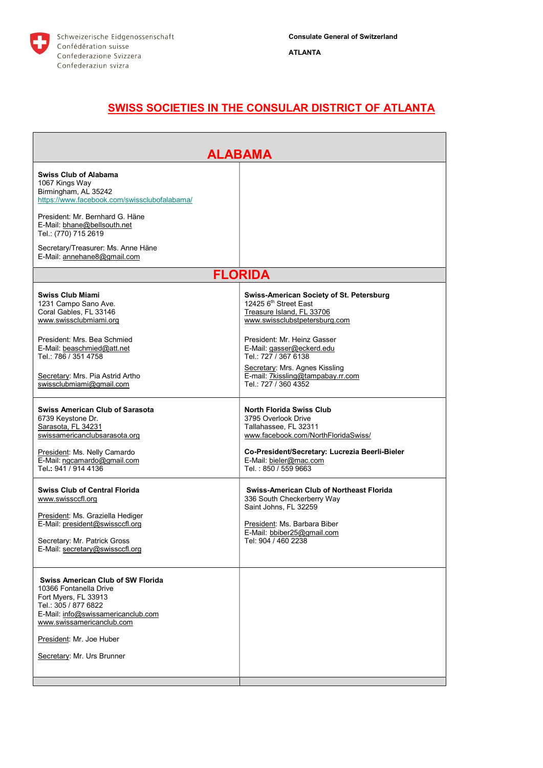Schweizerische Eidgenossenschaft
Confédération suisse
Confederazione Svizzera
Confederaziun svizra

**Consulate General of Switzerland**

**ATLANTA**

# SWISS SOCIETIES IN THE CONSULAR DISTRICT OF ATLANTA

## ALABAMA

| | |
|---|---|
| **Swiss Club of Alabama**<br>1067 Kings Way<br>Birmingham, AL 35242<br>https://www.facebook.com/swissclubofalabama/<br><br>President: Mr. Bernhard G. Häne<br>E-Mail: bhane@bellsouth.net<br>Tel.: (770) 715 2619<br><br>Secretary/Treasurer: Ms. Anne Häne<br>E-Mail: annehane8@gmail.com | |

## FLORIDA

| | |
|---|---|
| **Swiss Club Miami**<br>1231 Campo Sano Ave.<br>Coral Gables, FL 33146<br>www.swissclubmiami.org<br><br>President: Mrs. Bea Schmied<br>E-Mail: beaschmied@att.net<br>Tel.: 786 / 351 4758<br><br>Secretary: Mrs. Pia Astrid Artho<br>swissclubmiami@gmail.com | **Swiss-American Society of St. Petersburg**<br>12425 6th Street East<br>Treasure Island, FL 33706<br>www.swissclubstpetersburg.com<br><br>President: Mr. Heinz Gasser<br>E-Mail: gasser@eckerd.edu<br>Tel.: 727 / 367 6138<br><br>Secretary: Mrs. Agnes Kissling<br>E-mail: 7kissling@tampabay.rr.com<br>Tel.: 727 / 360 4352 |
| **Swiss American Club of Sarasota**<br>6739 Keystone Dr.<br>Sarasota, FL 34231<br>swissamericanclubsarasota.org<br><br>President: Ms. Nelly Camardo<br>E-Mail: ngcamardo@gmail.com<br>Tel.: 941 / 914 4136 | **North Florida Swiss Club**<br>3795 Overlook Drive<br>Tallahassee, FL 32311<br>www.facebook.com/NorthFloridaSwiss/<br><br>**Co-President/Secretary: Lucrezia Beerli-Bieler**<br>E-Mail: bieler@mac.com<br>Tel. : 850 / 559 9663 |
| **Swiss Club of Central Florida**<br>www.swissccfl.org<br><br>President: Ms. Graziella Hediger<br>E-Mail: president@swissccfl.org<br><br>Secretary: Mr. Patrick Gross<br>E-Mail: secretary@swissccfl.org | **Swiss-American Club of Northeast Florida**<br>336 South Checkerberry Way<br>Saint Johns, FL 32259<br><br>President: Ms. Barbara Biber<br>E-Mail: bbiber25@gmail.com<br>Tel: 904 / 460 2238 |
| **Swiss American Club of SW Florida**<br>10366 Fontanella Drive<br>Fort Myers, FL 33913<br>Tel.: 305 / 877 6822<br>E-Mail: info@swissamericanclub.com<br>www.swissamericanclub.com<br><br>President: Mr. Joe Huber<br><br>Secretary: Mr. Urs Brunner | |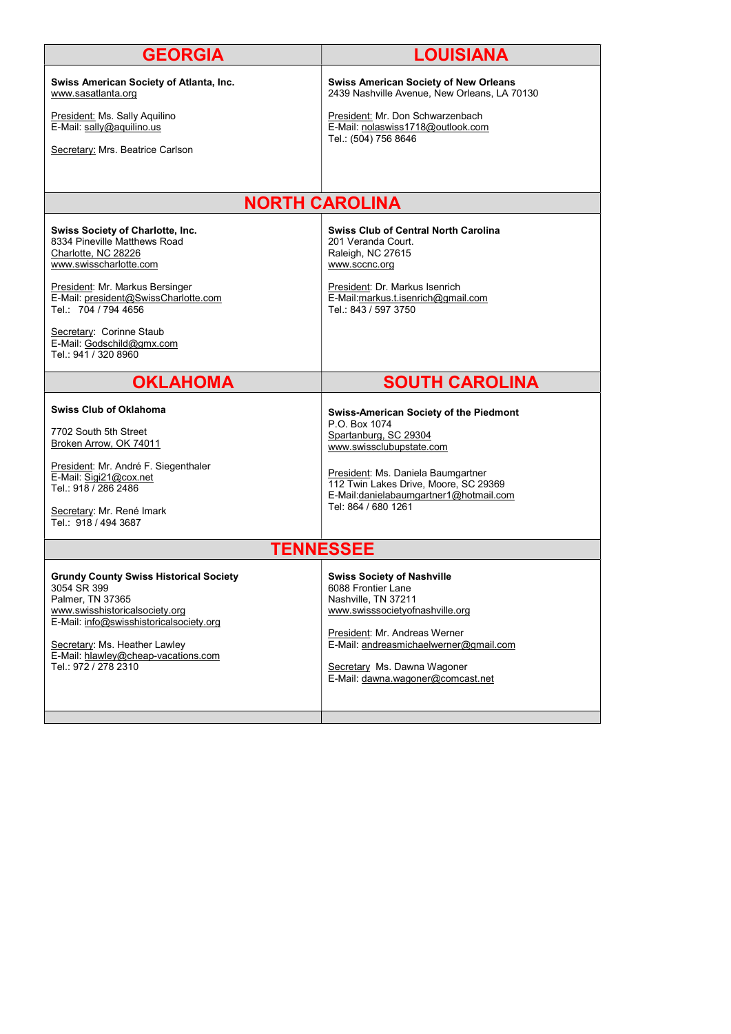## GEORGIA

**Swiss American Society of Atlanta, Inc.**
www.sasatlanta.org

President: Ms. Sally Aquilino
E-Mail: sally@aquilino.us

Secretary: Mrs. Beatrice Carlson

## LOUISIANA

**Swiss American Society of New Orleans**
2439 Nashville Avenue, New Orleans, LA 70130

President: Mr. Don Schwarzenbach
E-Mail: nolaswiss1718@outlook.com
Tel.: (504) 756 8646

## NORTH CAROLINA

**Swiss Society of Charlotte, Inc.**
8334 Pineville Matthews Road
Charlotte, NC 28226
www.swisscharlotte.com

President: Mr. Markus Bersinger
E-Mail: president@SwissCharlotte.com
Tel.: 704 / 794 4656

Secretary: Corinne Staub
E-Mail: Godschild@gmx.com
Tel.: 941 / 320 8960

**Swiss Club of Central North Carolina**
201 Veranda Court.
Raleigh, NC 27615
www.sccnc.org

President: Dr. Markus Isenrich
E-Mail:markus.t.isenrich@gmail.com
Tel.: 843 / 597 3750

## OKLAHOMA

**Swiss Club of Oklahoma**

7702 South 5th Street
Broken Arrow, OK 74011

President: Mr. André F. Siegenthaler
E-Mail: Sigi21@cox.net
Tel.: 918 / 286 2486

Secretary: Mr. René Imark
Tel.: 918 / 494 3687

## SOUTH CAROLINA

**Swiss-American Society of the Piedmont**
P.O. Box 1074
Spartanburg, SC 29304
www.swissclubupstate.com

President: Ms. Daniela Baumgartner
112 Twin Lakes Drive, Moore, SC 29369
E-Mail:danielabaumgartner1@hotmail.com
Tel: 864 / 680 1261

## TENNESSEE

**Grundy County Swiss Historical Society**
3054 SR 399
Palmer, TN 37365
www.swisshistoricalsociety.org
E-Mail: info@swisshistoricalsociety.org

Secretary: Ms. Heather Lawley
E-Mail: hlawley@cheap-vacations.com
Tel.: 972 / 278 2310

**Swiss Society of Nashville**
6088 Frontier Lane
Nashville, TN 37211
www.swisssocietyofnashville.org

President: Mr. Andreas Werner
E-Mail: andreasmichaelwerner@gmail.com

Secretary Ms. Dawna Wagoner
E-Mail: dawna.wagoner@comcast.net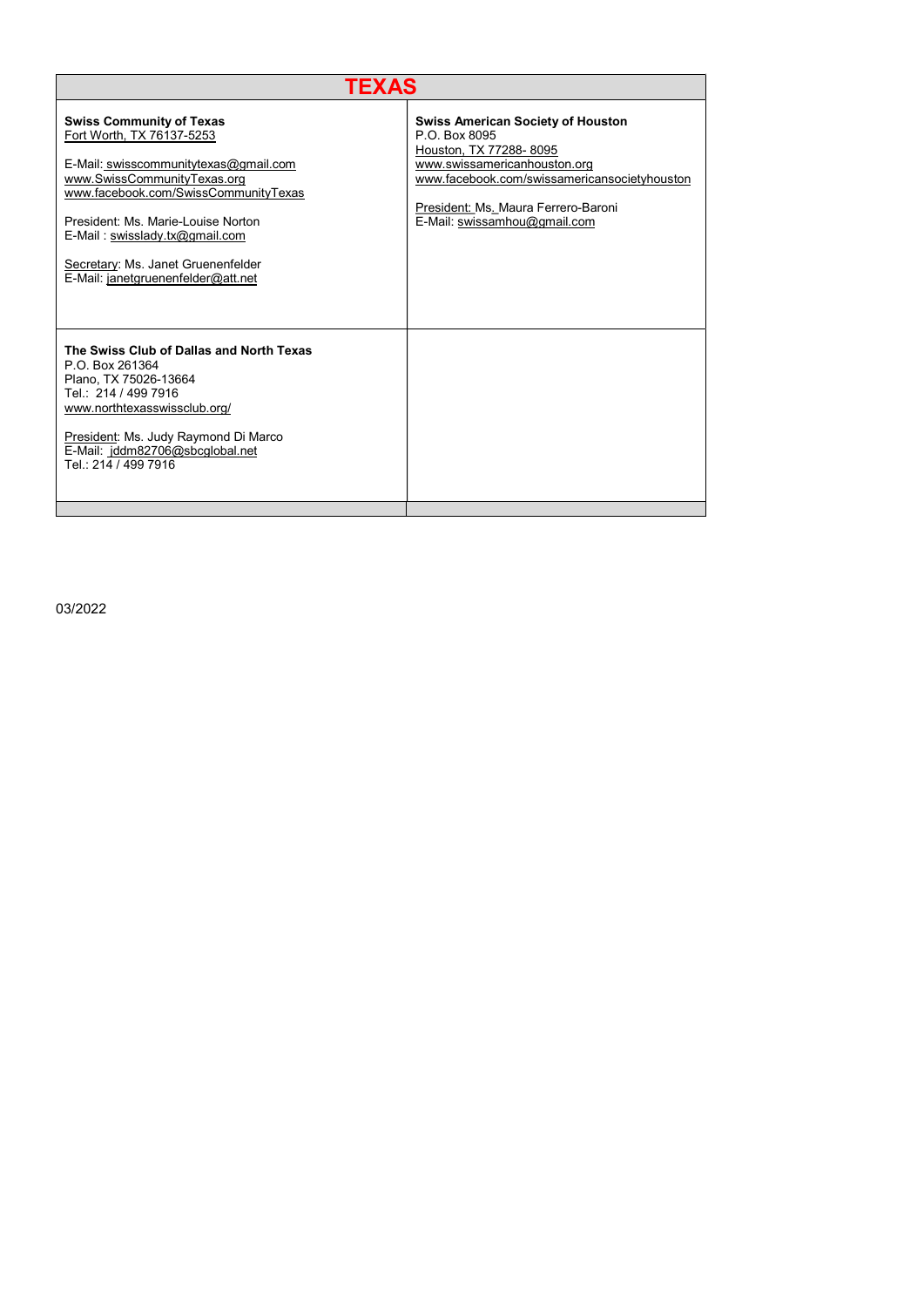# TEXAS

| | |
|---|---|
| **Swiss Community of Texas**<br>Fort Worth, TX 76137-5253<br><br>E-Mail: swisscommunitytexas@gmail.com<br>www.SwissCommunityTexas.org<br>www.facebook.com/SwissCommunityTexas<br><br>President: Ms. Marie-Louise Norton<br>E-Mail : swisslady.tx@gmail.com<br><br>Secretary: Ms. Janet Gruenenfelder<br>E-Mail: janetgruenenfelder@att.net | **Swiss American Society of Houston**<br>P.O. Box 8095<br>Houston, TX 77288- 8095<br>www.swissamericanhouston.org<br>www.facebook.com/swissamericansocietyhouston<br><br>President: Ms. Maura Ferrero-Baroni<br>E-Mail: swissamhou@gmail.com |
| **The Swiss Club of Dallas and North Texas**<br>P.O. Box 261364<br>Plano, TX 75026-13664<br>Tel.: 214 / 499 7916<br>www.northtexasswissclub.org/<br><br>President: Ms. Judy Raymond Di Marco<br>E-Mail: jddm82706@sbcglobal.net<br>Tel.: 214 / 499 7916 | |

03/2022